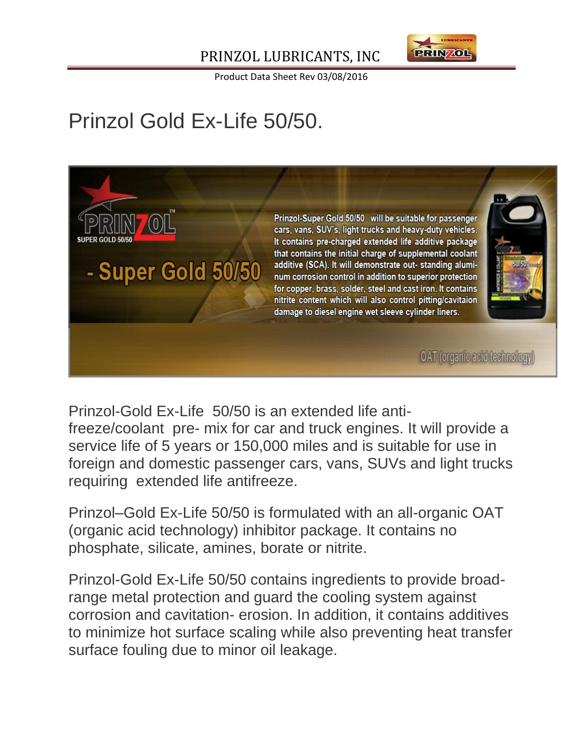PRINZOL LUBRICANTS, INC

Product Data Sheet Rev 03/08/2016

# Prinzol Gold Ex-Life 50/50.

PRINZOL SUPER GOLD 50/50

- Super Gold 50/50

Prinzol-Super Gold 50/50 will be suitable for passenger cars, vans, SUV's, light trucks and heavy-duty vehicles. It contains pre-charged extended life additive package that contains the initial charge of supplemental coolant additive (SCA). It will demonstrate out- standing aluminum corrosion control in addition to superior protection for copper, brass, solder, steel and cast iron. It contains nitrite content which will also control pitting/cavitaion damage to diesel engine wet sleeve cylinder liners.

OAT (organic acid technology)

Prinzol-Gold Ex-Life 50/50 is an extended life anti-freeze/coolant pre- mix for car and truck engines. It will provide a service life of 5 years or 150,000 miles and is suitable for use in foreign and domestic passenger cars, vans, SUVs and light trucks requiring extended life antifreeze.

Prinzol–Gold Ex-Life 50/50 is formulated with an all-organic OAT (organic acid technology) inhibitor package. It contains no phosphate, silicate, amines, borate or nitrite.

Prinzol-Gold Ex-Life 50/50 contains ingredients to provide broad-range metal protection and guard the cooling system against corrosion and cavitation- erosion. In addition, it contains additives to minimize hot surface scaling while also preventing heat transfer surface fouling due to minor oil leakage.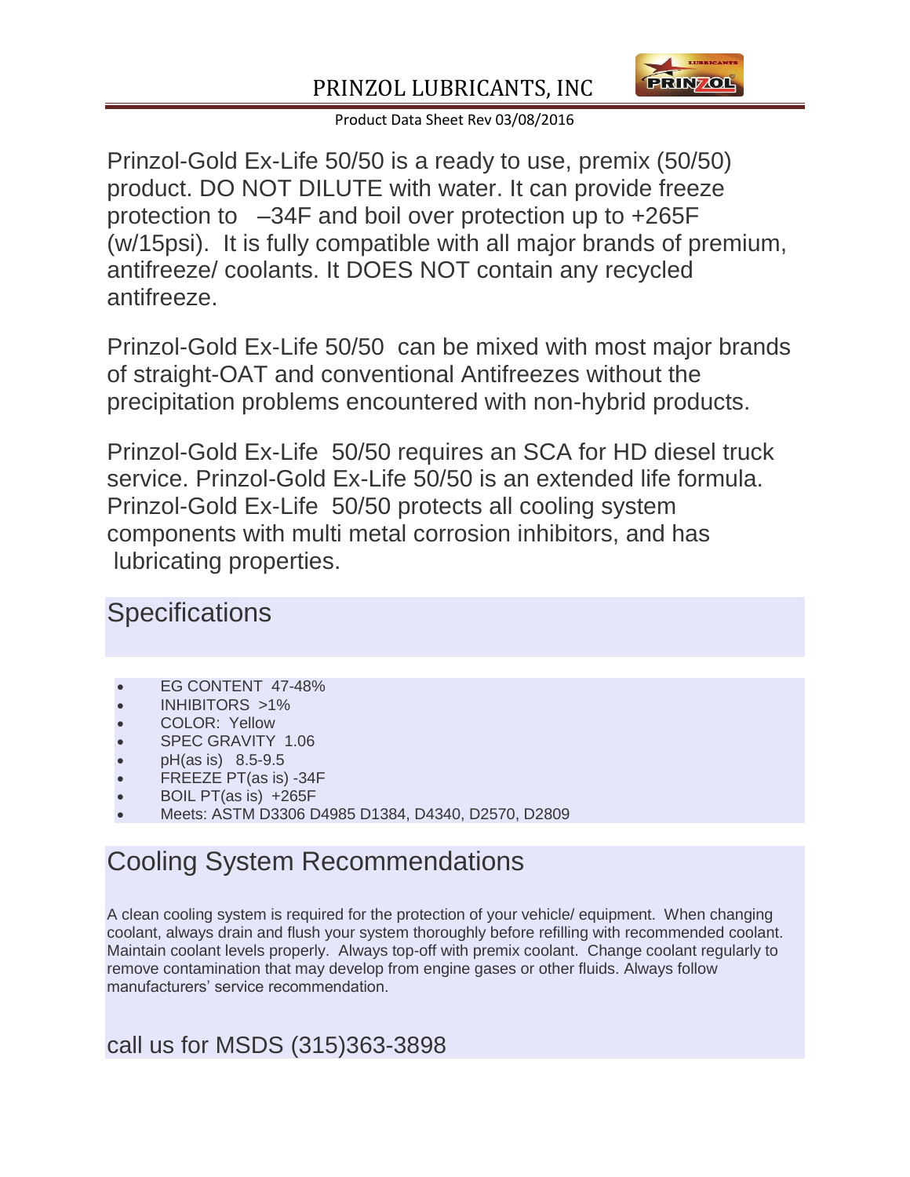# PRINZOL LUBRICANTS, INC

Product Data Sheet Rev 03/08/2016

Prinzol-Gold Ex-Life 50/50 is a ready to use, premix (50/50) product. DO NOT DILUTE with water. It can provide freeze protection to –34F and boil over protection up to +265F (w/15psi). It is fully compatible with all major brands of premium, antifreeze/ coolants. It DOES NOT contain any recycled antifreeze.

Prinzol-Gold Ex-Life 50/50 can be mixed with most major brands of straight-OAT and conventional Antifreezes without the precipitation problems encountered with non-hybrid products.

Prinzol-Gold Ex-Life 50/50 requires an SCA for HD diesel truck service. Prinzol-Gold Ex-Life 50/50 is an extended life formula. Prinzol-Gold Ex-Life 50/50 protects all cooling system components with multi metal corrosion inhibitors, and has lubricating properties.

## Specifications

- EG CONTENT 47-48%
- INHIBITORS >1%
- COLOR: Yellow
- SPEC GRAVITY 1.06
- pH(as is) 8.5-9.5
- FREEZE PT(as is) -34F
- BOIL PT(as is) +265F
- Meets: ASTM D3306 D4985 D1384, D4340, D2570, D2809

## Cooling System Recommendations

A clean cooling system is required for the protection of your vehicle/ equipment. When changing coolant, always drain and flush your system thoroughly before refilling with recommended coolant. Maintain coolant levels properly. Always top-off with premix coolant. Change coolant regularly to remove contamination that may develop from engine gases or other fluids. Always follow manufacturers' service recommendation.

## call us for MSDS (315)363-3898